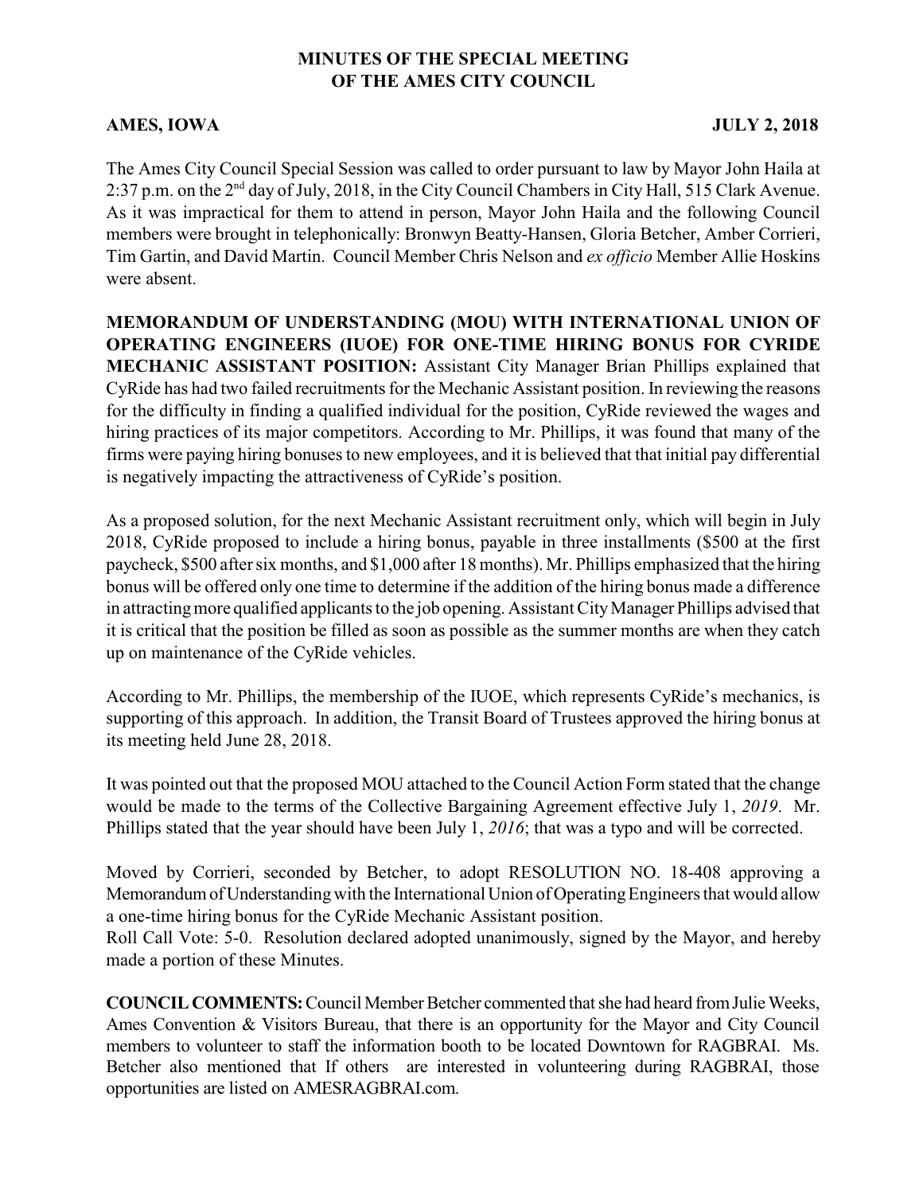# MINUTES OF THE SPECIAL MEETING OF THE AMES CITY COUNCIL

**AMES, IOWA** **JULY 2, 2018**

The Ames City Council Special Session was called to order pursuant to law by Mayor John Haila at 2:37 p.m. on the 2nd day of July, 2018, in the City Council Chambers in City Hall, 515 Clark Avenue. As it was impractical for them to attend in person, Mayor John Haila and the following Council members were brought in telephonically: Bronwyn Beatty-Hansen, Gloria Betcher, Amber Corrieri, Tim Gartin, and David Martin. Council Member Chris Nelson and *ex officio* Member Allie Hoskins were absent.

**MEMORANDUM OF UNDERSTANDING (MOU) WITH INTERNATIONAL UNION OF OPERATING ENGINEERS (IUOE) FOR ONE-TIME HIRING BONUS FOR CYRIDE MECHANIC ASSISTANT POSITION:** Assistant City Manager Brian Phillips explained that CyRide has had two failed recruitments for the Mechanic Assistant position. In reviewing the reasons for the difficulty in finding a qualified individual for the position, CyRide reviewed the wages and hiring practices of its major competitors. According to Mr. Phillips, it was found that many of the firms were paying hiring bonuses to new employees, and it is believed that that initial pay differential is negatively impacting the attractiveness of CyRide's position.

As a proposed solution, for the next Mechanic Assistant recruitment only, which will begin in July 2018, CyRide proposed to include a hiring bonus, payable in three installments ($500 at the first paycheck, $500 after six months, and $1,000 after 18 months). Mr. Phillips emphasized that the hiring bonus will be offered only one time to determine if the addition of the hiring bonus made a difference in attracting more qualified applicants to the job opening. Assistant City Manager Phillips advised that it is critical that the position be filled as soon as possible as the summer months are when they catch up on maintenance of the CyRide vehicles.

According to Mr. Phillips, the membership of the IUOE, which represents CyRide's mechanics, is supporting of this approach. In addition, the Transit Board of Trustees approved the hiring bonus at its meeting held June 28, 2018.

It was pointed out that the proposed MOU attached to the Council Action Form stated that the change would be made to the terms of the Collective Bargaining Agreement effective July 1, *2019*. Mr. Phillips stated that the year should have been July 1, *2016*; that was a typo and will be corrected.

Moved by Corrieri, seconded by Betcher, to adopt RESOLUTION NO. 18-408 approving a Memorandum of Understanding with the International Union of Operating Engineers that would allow a one-time hiring bonus for the CyRide Mechanic Assistant position.
Roll Call Vote: 5-0. Resolution declared adopted unanimously, signed by the Mayor, and hereby made a portion of these Minutes.

**COUNCIL COMMENTS:** Council Member Betcher commented that she had heard from Julie Weeks, Ames Convention & Visitors Bureau, that there is an opportunity for the Mayor and City Council members to volunteer to staff the information booth to be located Downtown for RAGBRAI. Ms. Betcher also mentioned that If others are interested in volunteering during RAGBRAI, those opportunities are listed on AMESRAGBRAI.com.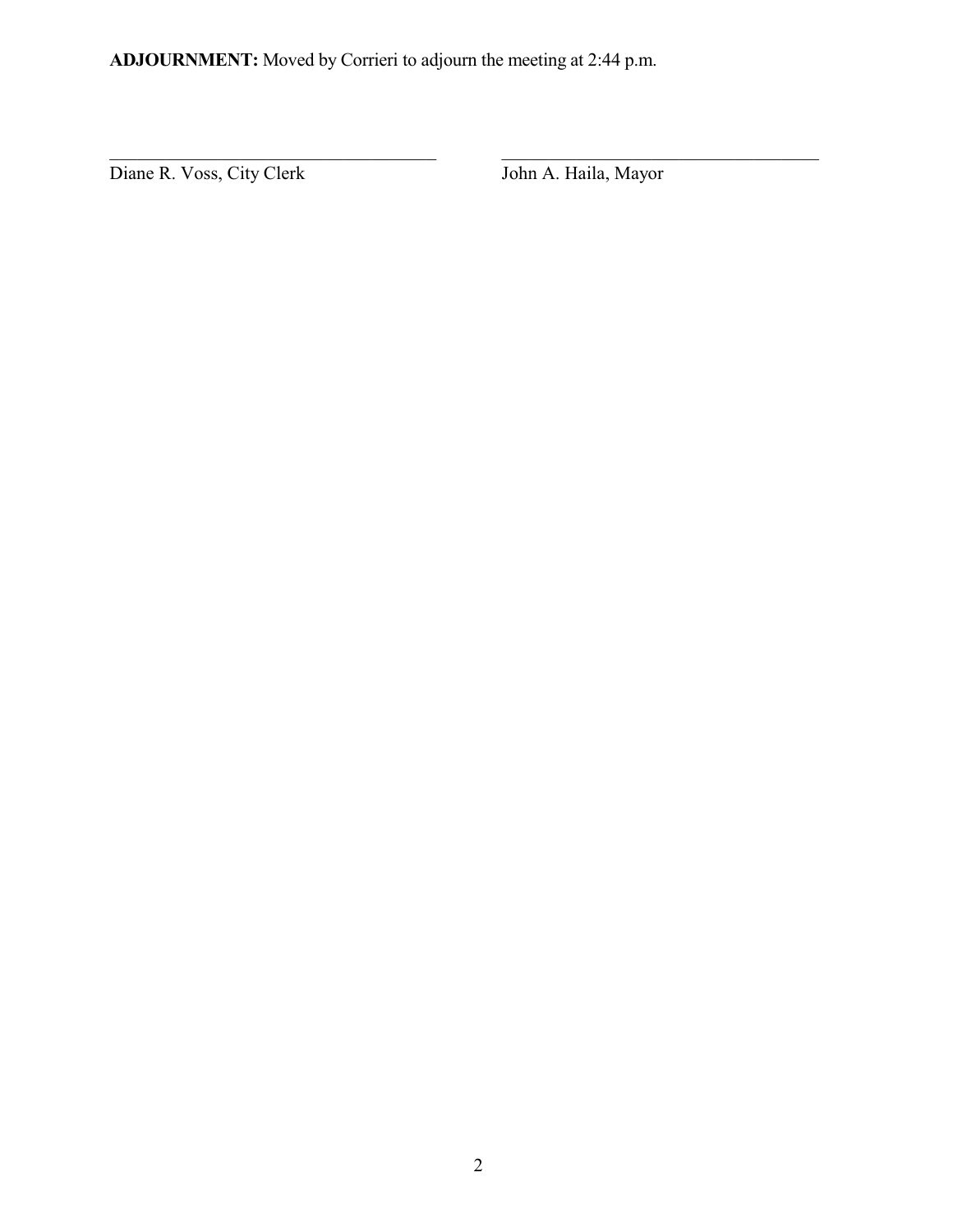**ADJOURNMENT:** Moved by Corrieri to adjourn the meeting at 2:44 p.m.

\_\_\_\_\_\_\_\_\_\_\_\_\_\_\_\_\_\_\_\_\_\_\_\_\_\_\_\_\_\_\_\_\_\_\_\_
Diane R. Voss, City Clerk

\_\_\_\_\_\_\_\_\_\_\_\_\_\_\_\_\_\_\_\_\_\_\_\_\_\_\_\_\_\_\_\_\_\_\_\_
John A. Haila, Mayor